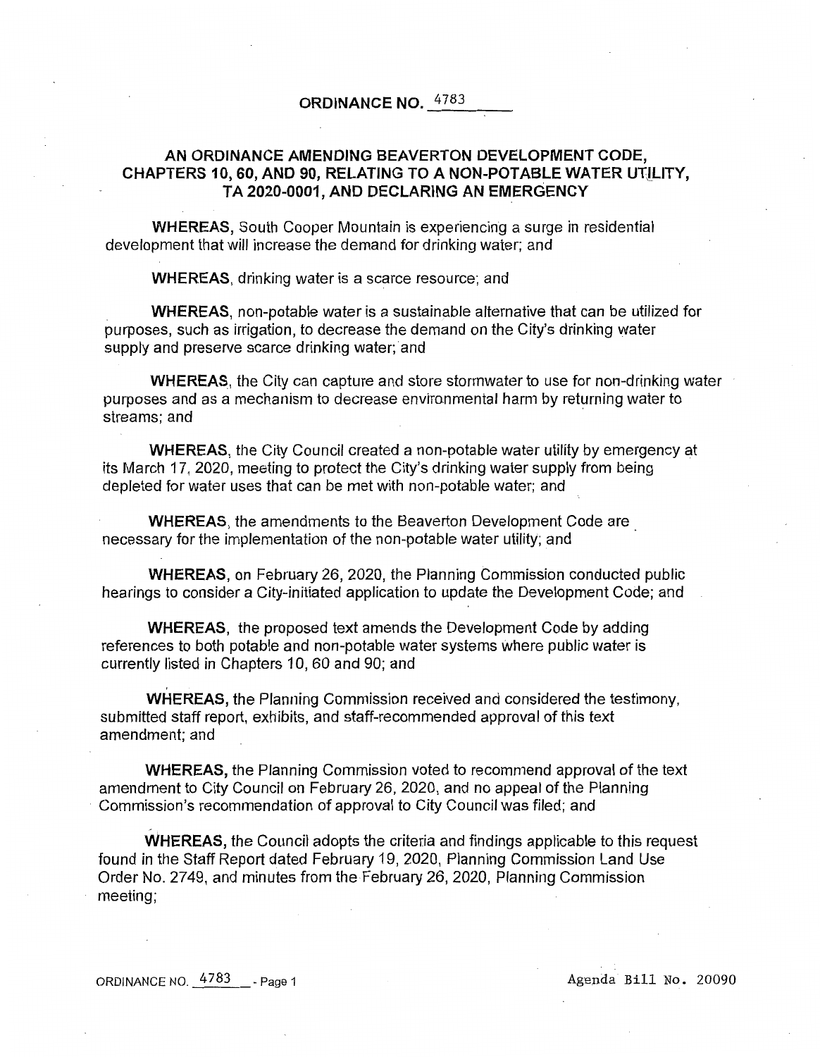# ORDINANCE NO. 4783

## AN ORDINANCE AMENDING BEAVERTON DEVELOPMENT CODE, CHAPTERS 10, 60, AND 90, RELATING TO A NON-POTABLE WATER UTILITY, TA 2020-0001, AND DECLARING AN EMERGENCY

**WHEREAS**, South Cooper Mountain is experiencing a surge in residential development that will increase the demand for drinking water; and

**WHEREAS**, drinking water is a scarce resource; and

**WHEREAS**, non-potable water is a sustainable alternative that can be utilized for purposes, such as irrigation, to decrease the demand on the City's drinking water supply and preserve scarce drinking water; and

**WHEREAS**, the City can capture and store stormwater to use for non-drinking water purposes and as a mechanism to decrease environmental harm by returning water to streams; and

**WHEREAS**, the City Council created a non-potable water utility by emergency at its March 17, 2020, meeting to protect the City's drinking water supply from being depleted for water uses that can be met with non-potable water; and

**WHEREAS**, the amendments to the Beaverton Development Code are necessary for the implementation of the non-potable water utility; and

**WHEREAS**, on February 26, 2020, the Planning Commission conducted public hearings to consider a City-initiated application to update the Development Code; and

**WHEREAS**, the proposed text amends the Development Code by adding references to both potable and non-potable water systems where public water is currently listed in Chapters 10, 60 and 90; and

**WHEREAS**, the Planning Commission received and considered the testimony, submitted staff report, exhibits, and staff-recommended approval of this text amendment; and

**WHEREAS**, the Planning Commission voted to recommend approval of the text amendment to City Council on February 26, 2020, and no appeal of the Planning Commission's recommendation of approval to City Council was filed; and

**WHEREAS**, the Council adopts the criteria and findings applicable to this request found in the Staff Report dated February 19, 2020, Planning Commission Land Use Order No. 2749, and minutes from the February 26, 2020, Planning Commission meeting;

Agenda Bill No. 20090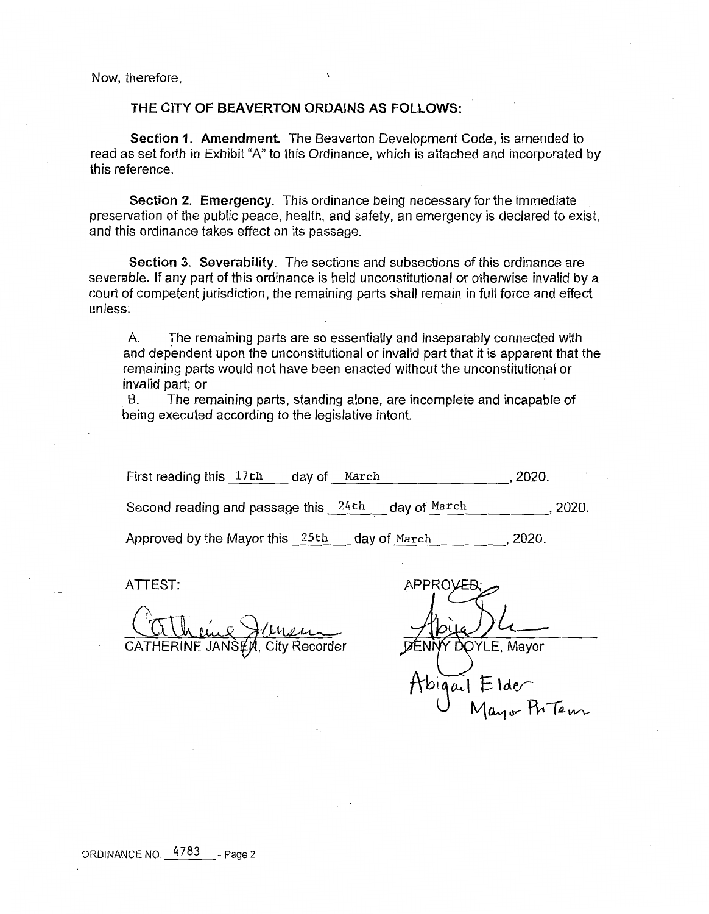Now, therefore,

**THE CITY OF BEAVERTON ORDAINS AS FOLLOWS:**

**Section 1. Amendment.** The Beaverton Development Code, is amended to read as set forth in Exhibit "A" to this Ordinance, which is attached and incorporated by this reference.

**Section 2. Emergency.** This ordinance being necessary for the immediate preservation of the public peace, health, and safety, an emergency is declared to exist, and this ordinance takes effect on its passage.

**Section 3. Severability.** The sections and subsections of this ordinance are severable. If any part of this ordinance is held unconstitutional or otherwise invalid by a court of competent jurisdiction, the remaining parts shall remain in full force and effect unless:

A. The remaining parts are so essentially and inseparably connected with and dependent upon the unconstitutional or invalid part that it is apparent that the remaining parts would not have been enacted without the unconstitutional or invalid part; or

B. The remaining parts, standing alone, are incomplete and incapable of being executed according to the legislative intent.

First reading this 17th day of March, 2020.

Second reading and passage this 24th day of March, 2020.

Approved by the Mayor this 25th day of March, 2020.

ATTEST:

CATHERINE JANSEN, City Recorder

APPROVED:

DENNY DOYLE, Mayor

Abigail Elder
Mayor Pro Tem

ORDINANCE NO. 4783 - Page 2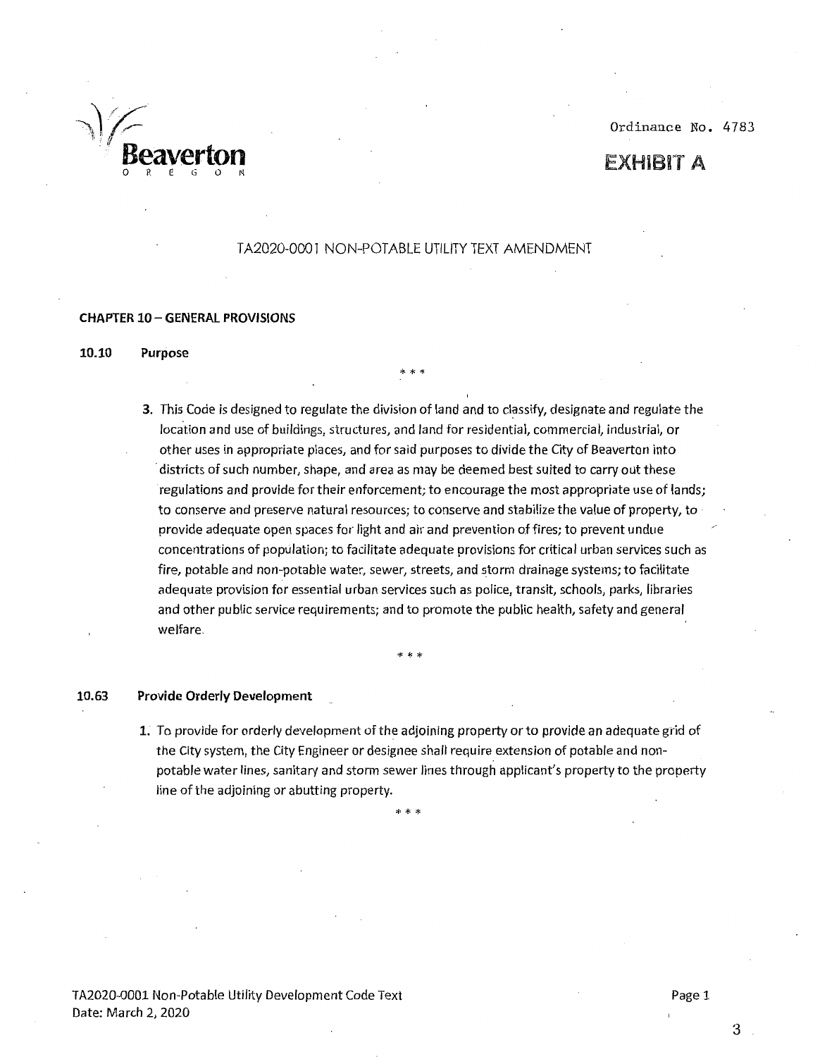Ordinance No. 4783

# EXHIBIT A

## TA2020-0001 NON-POTABLE UTILITY TEXT AMENDMENT

### CHAPTER 10 – GENERAL PROVISIONS

**10.10 Purpose**

* * *

3. This Code is designed to regulate the division of land and to classify, designate and regulate the location and use of buildings, structures, and land for residential, commercial, industrial, or other uses in appropriate places, and for said purposes to divide the City of Beaverton into districts of such number, shape, and area as may be deemed best suited to carry out these regulations and provide for their enforcement; to encourage the most appropriate use of lands; to conserve and preserve natural resources; to conserve and stabilize the value of property, to provide adequate open spaces for light and air and prevention of fires; to prevent undue concentrations of population; to facilitate adequate provisions for critical urban services such as fire, potable and non-potable water, sewer, streets, and storm drainage systems; to facilitate adequate provision for essential urban services such as police, transit, schools, parks, libraries and other public service requirements; and to promote the public health, safety and general welfare.

* * *

**10.63 Provide Orderly Development**

1. To provide for orderly development of the adjoining property or to provide an adequate grid of the City system, the City Engineer or designee shall require extension of potable and non-potable water lines, sanitary and storm sewer lines through applicant's property to the property line of the adjoining or abutting property.

* * *

TA2020-0001 Non-Potable Utility Development Code Text
Date: March 2, 2020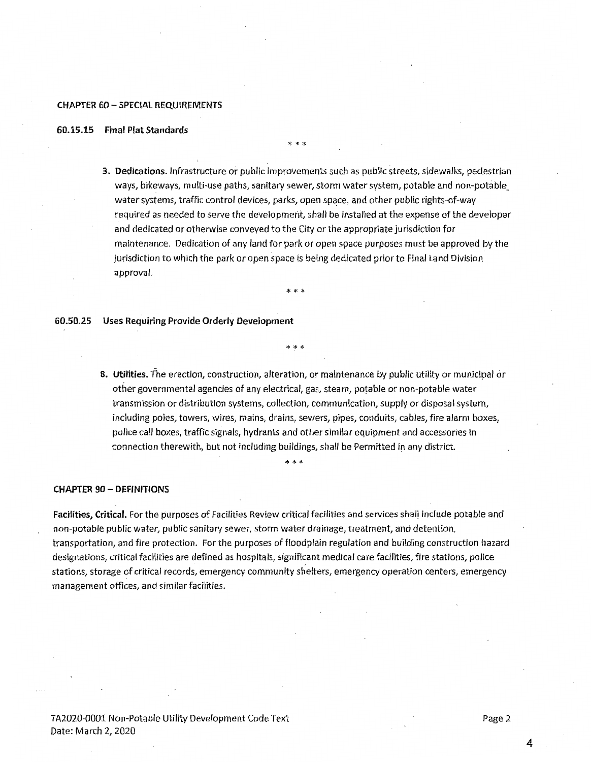**CHAPTER 60 – SPECIAL REQUIREMENTS**

**60.15.15 Final Plat Standards**

* * *

3. **Dedications.** Infrastructure or public improvements such as public streets, sidewalks, pedestrian ways, bikeways, multi-use paths, sanitary sewer, storm water system, potable and non-potable water systems, traffic control devices, parks, open space, and other public rights-of-way required as needed to serve the development, shall be installed at the expense of the developer and dedicated or otherwise conveyed to the City or the appropriate jurisdiction for maintenance. Dedication of any land for park or open space purposes must be approved by the jurisdiction to which the park or open space is being dedicated prior to Final Land Division approval.

* * *

**60.50.25 Uses Requiring Provide Orderly Development**

* * *

8. **Utilities.** The erection, construction, alteration, or maintenance by public utility or municipal or other governmental agencies of any electrical, gas, steam, potable or non-potable water transmission or distribution systems, collection, communication, supply or disposal system, including poles, towers, wires, mains, drains, sewers, pipes, conduits, cables, fire alarm boxes, police call boxes, traffic signals, hydrants and other similar equipment and accessories in connection therewith, but not including buildings, shall be Permitted in any district.

* * *

**CHAPTER 90 – DEFINITIONS**

**Facilities, Critical.** For the purposes of Facilities Review critical facilities and services shall include potable and non-potable public water, public sanitary sewer, storm water drainage, treatment, and detention, transportation, and fire protection. For the purposes of floodplain regulation and building construction hazard designations, critical facilities are defined as hospitals, significant medical care facilities, fire stations, police stations, storage of critical records, emergency community shelters, emergency operation centers, emergency management offices, and similar facilities.

TA2020-0001 Non-Potable Utility Development Code Text
Date: March 2, 2020